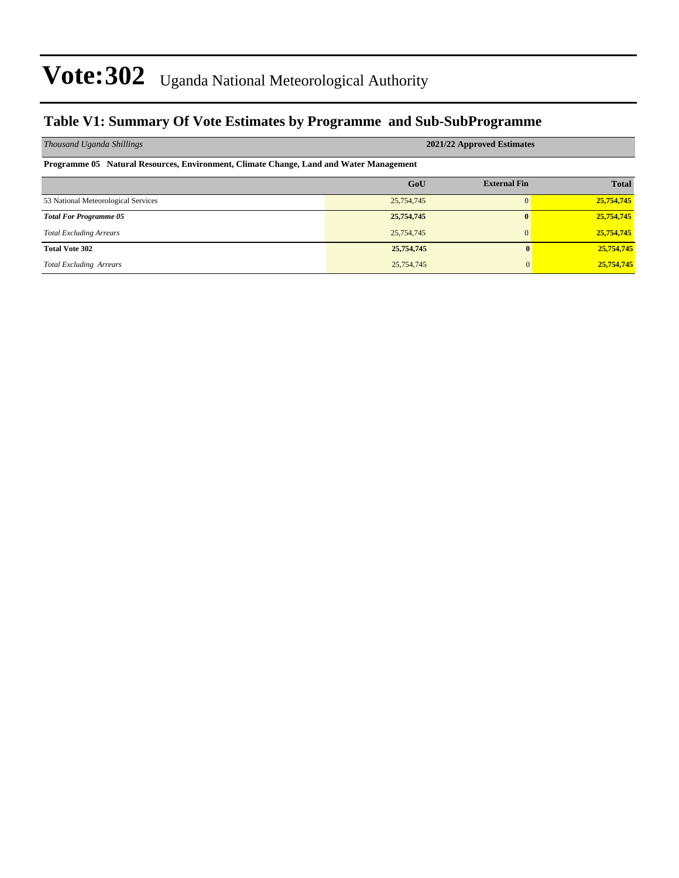# Vote:302 Uganda National Meteorological Authority

## Table V1: Summary Of Vote Estimates by Programme and Sub-SubProgramme

| *Thousand Uganda Shillings* | 2021/22 Approved Estimates | | |
|---|---|---|---|
| **Programme 05 Natural Resources, Environment, Climate Change, Land and Water Management** | | | |
| | **GoU** | **External Fin** | **Total** |
| 53 National Meteorological Services | 25,754,745 | 0 | **25,754,745** |
| ***Total For Programme 05*** | **25,754,745** | **0** | **25,754,745** |
| *Total Excluding Arrears* | 25,754,745 | 0 | **25,754,745** |
| **Total Vote 302** | **25,754,745** | **0** | **25,754,745** |
| *Total Excluding Arrears* | 25,754,745 | 0 | **25,754,745** |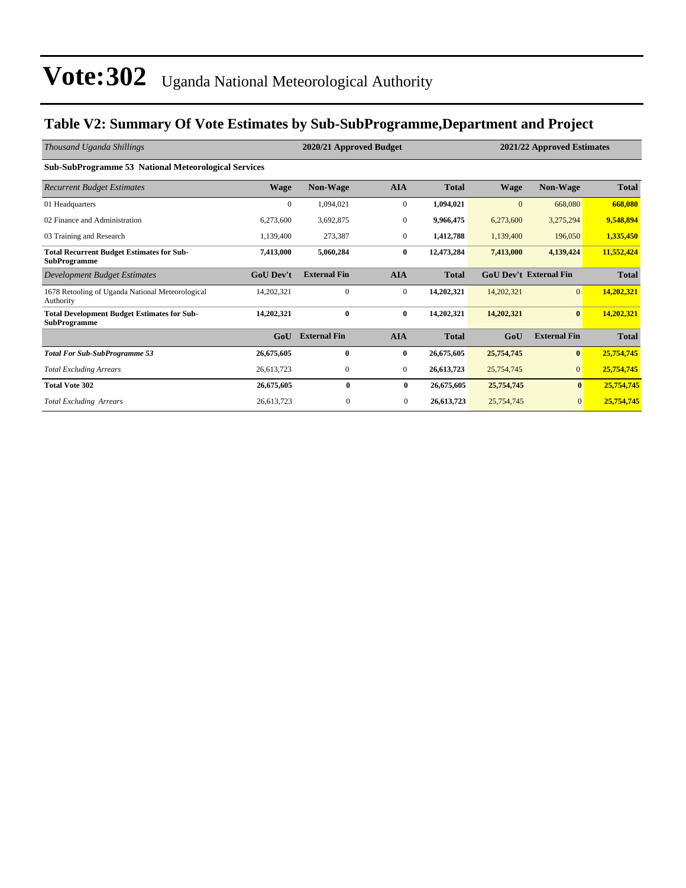# Vote:302 Uganda National Meteorological Authority

## Table V2: Summary Of Vote Estimates by Sub-SubProgramme,Department and Project

| *Thousand Uganda Shillings* | 2020/21 Approved Budget | | | | 2021/22 Approved Estimates | | |
|---|---|---|---|---|---|---|---|
| **Sub-SubProgramme 53 National Meteorological Services** | | | | | | | |
| *Recurrent Budget Estimates* | **Wage** | **Non-Wage** | **AIA** | **Total** | **Wage** | **Non-Wage** | **Total** |
| 01 Headquarters | 0 | 1,094,021 | 0 | **1,094,021** | 0 | 668,080 | **668,080** |
| 02 Finance and Administration | 6,273,600 | 3,692,875 | 0 | **9,966,475** | 6,273,600 | 3,275,294 | **9,548,894** |
| 03 Training and Research | 1,139,400 | 273,387 | 0 | **1,412,788** | 1,139,400 | 196,050 | **1,335,450** |
| **Total Recurrent Budget Estimates for Sub-SubProgramme** | **7,413,000** | **5,060,284** | **0** | **12,473,284** | **7,413,000** | **4,139,424** | **11,552,424** |
| *Development Budget Estimates* | **GoU Dev't** | **External Fin** | **AIA** | **Total** | **GoU Dev't** | **External Fin** | **Total** |
| 1678 Retooling of Uganda National Meteorological Authority | 14,202,321 | 0 | 0 | **14,202,321** | 14,202,321 | 0 | **14,202,321** |
| **Total Development Budget Estimates for Sub-SubProgramme** | **14,202,321** | **0** | **0** | **14,202,321** | **14,202,321** | **0** | **14,202,321** |
| | **GoU** | **External Fin** | **AIA** | **Total** | **GoU** | **External Fin** | **Total** |
| ***Total For Sub-SubProgramme 53*** | **26,675,605** | **0** | **0** | **26,675,605** | **25,754,745** | **0** | **25,754,745** |
| *Total Excluding Arrears* | 26,613,723 | 0 | 0 | **26,613,723** | 25,754,745 | 0 | **25,754,745** |
| **Total Vote 302** | **26,675,605** | **0** | **0** | **26,675,605** | **25,754,745** | **0** | **25,754,745** |
| *Total Excluding Arrears* | 26,613,723 | 0 | 0 | **26,613,723** | 25,754,745 | 0 | **25,754,745** |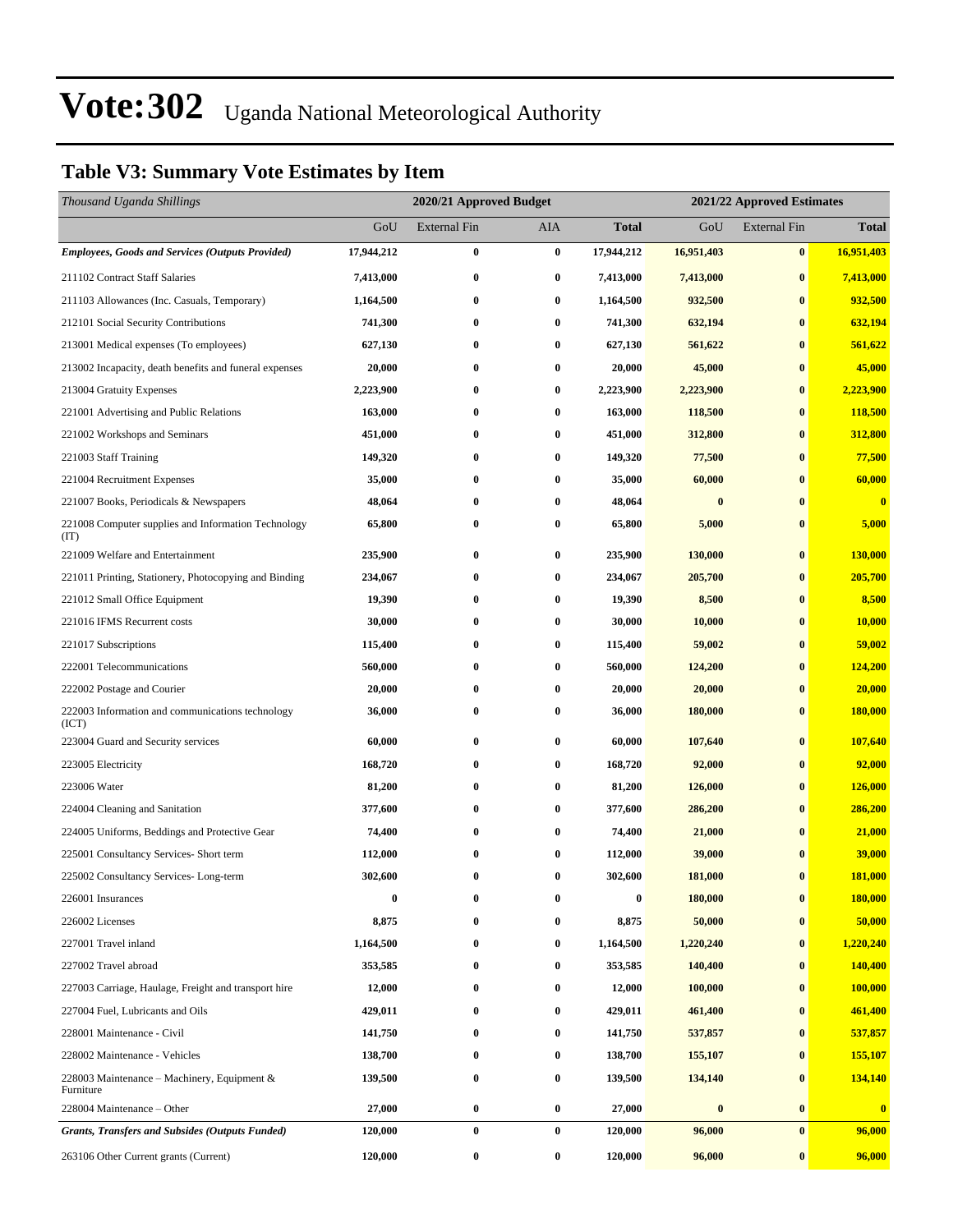# Vote:302 Uganda National Meteorological Authority

## Table V3: Summary Vote Estimates by Item

| *Thousand Uganda Shillings* | 2020/21 Approved Budget | | | | 2021/22 Approved Estimates | | |
|---|---|---|---|---|---|---|---|
| | GoU | External Fin | AIA | Total | GoU | External Fin | Total |
| ***Employees, Goods and Services (Outputs Provided)*** | **17,944,212** | **0** | **0** | **17,944,212** | **16,951,403** | **0** | **16,951,403** |
| 211102 Contract Staff Salaries | **7,413,000** | **0** | **0** | **7,413,000** | **7,413,000** | **0** | **7,413,000** |
| 211103 Allowances (Inc. Casuals, Temporary) | **1,164,500** | **0** | **0** | **1,164,500** | **932,500** | **0** | **932,500** |
| 212101 Social Security Contributions | **741,300** | **0** | **0** | **741,300** | **632,194** | **0** | **632,194** |
| 213001 Medical expenses (To employees) | **627,130** | **0** | **0** | **627,130** | **561,622** | **0** | **561,622** |
| 213002 Incapacity, death benefits and funeral expenses | **20,000** | **0** | **0** | **20,000** | **45,000** | **0** | **45,000** |
| 213004 Gratuity Expenses | **2,223,900** | **0** | **0** | **2,223,900** | **2,223,900** | **0** | **2,223,900** |
| 221001 Advertising and Public Relations | **163,000** | **0** | **0** | **163,000** | **118,500** | **0** | **118,500** |
| 221002 Workshops and Seminars | **451,000** | **0** | **0** | **451,000** | **312,800** | **0** | **312,800** |
| 221003 Staff Training | **149,320** | **0** | **0** | **149,320** | **77,500** | **0** | **77,500** |
| 221004 Recruitment Expenses | **35,000** | **0** | **0** | **35,000** | **60,000** | **0** | **60,000** |
| 221007 Books, Periodicals & Newspapers | **48,064** | **0** | **0** | **48,064** | **0** | **0** | **0** |
| 221008 Computer supplies and Information Technology (IT) | **65,800** | **0** | **0** | **65,800** | **5,000** | **0** | **5,000** |
| 221009 Welfare and Entertainment | **235,900** | **0** | **0** | **235,900** | **130,000** | **0** | **130,000** |
| 221011 Printing, Stationery, Photocopying and Binding | **234,067** | **0** | **0** | **234,067** | **205,700** | **0** | **205,700** |
| 221012 Small Office Equipment | **19,390** | **0** | **0** | **19,390** | **8,500** | **0** | **8,500** |
| 221016 IFMS Recurrent costs | **30,000** | **0** | **0** | **30,000** | **10,000** | **0** | **10,000** |
| 221017 Subscriptions | **115,400** | **0** | **0** | **115,400** | **59,002** | **0** | **59,002** |
| 222001 Telecommunications | **560,000** | **0** | **0** | **560,000** | **124,200** | **0** | **124,200** |
| 222002 Postage and Courier | **20,000** | **0** | **0** | **20,000** | **20,000** | **0** | **20,000** |
| 222003 Information and communications technology (ICT) | **36,000** | **0** | **0** | **36,000** | **180,000** | **0** | **180,000** |
| 223004 Guard and Security services | **60,000** | **0** | **0** | **60,000** | **107,640** | **0** | **107,640** |
| 223005 Electricity | **168,720** | **0** | **0** | **168,720** | **92,000** | **0** | **92,000** |
| 223006 Water | **81,200** | **0** | **0** | **81,200** | **126,000** | **0** | **126,000** |
| 224004 Cleaning and Sanitation | **377,600** | **0** | **0** | **377,600** | **286,200** | **0** | **286,200** |
| 224005 Uniforms, Beddings and Protective Gear | **74,400** | **0** | **0** | **74,400** | **21,000** | **0** | **21,000** |
| 225001 Consultancy Services- Short term | **112,000** | **0** | **0** | **112,000** | **39,000** | **0** | **39,000** |
| 225002 Consultancy Services- Long-term | **302,600** | **0** | **0** | **302,600** | **181,000** | **0** | **181,000** |
| 226001 Insurances | **0** | **0** | **0** | **0** | **180,000** | **0** | **180,000** |
| 226002 Licenses | **8,875** | **0** | **0** | **8,875** | **50,000** | **0** | **50,000** |
| 227001 Travel inland | **1,164,500** | **0** | **0** | **1,164,500** | **1,220,240** | **0** | **1,220,240** |
| 227002 Travel abroad | **353,585** | **0** | **0** | **353,585** | **140,400** | **0** | **140,400** |
| 227003 Carriage, Haulage, Freight and transport hire | **12,000** | **0** | **0** | **12,000** | **100,000** | **0** | **100,000** |
| 227004 Fuel, Lubricants and Oils | **429,011** | **0** | **0** | **429,011** | **461,400** | **0** | **461,400** |
| 228001 Maintenance - Civil | **141,750** | **0** | **0** | **141,750** | **537,857** | **0** | **537,857** |
| 228002 Maintenance - Vehicles | **138,700** | **0** | **0** | **138,700** | **155,107** | **0** | **155,107** |
| 228003 Maintenance – Machinery, Equipment & Furniture | **139,500** | **0** | **0** | **139,500** | **134,140** | **0** | **134,140** |
| 228004 Maintenance – Other | **27,000** | **0** | **0** | **27,000** | **0** | **0** | **0** |
| ***Grants, Transfers and Subsides (Outputs Funded)*** | **120,000** | **0** | **0** | **120,000** | **96,000** | **0** | **96,000** |
| 263106 Other Current grants (Current) | **120,000** | **0** | **0** | **120,000** | **96,000** | **0** | **96,000** |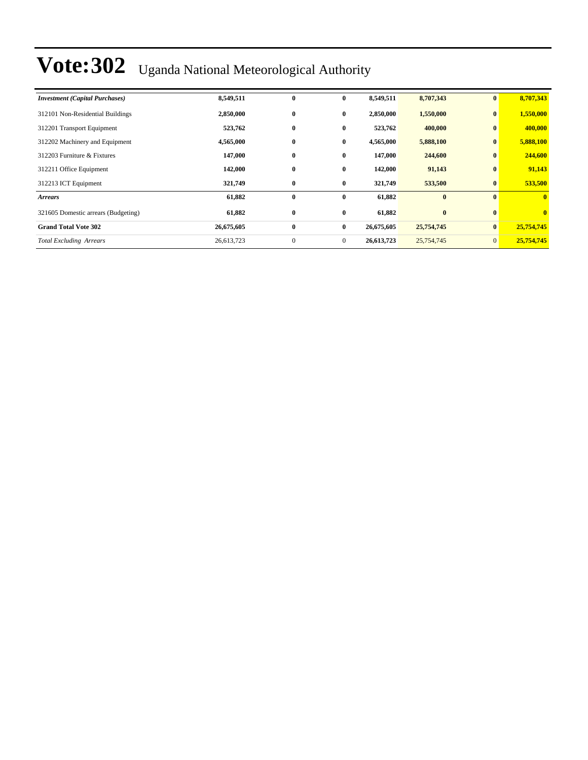# Vote:302 Uganda National Meteorological Authority

| | | | | | | | |
|---|---|---|---|---|---|---|---|
| ***Investment (Capital Purchases)*** | **8,549,511** | **0** | **0** | **8,549,511** | **8,707,343** | **0** | **8,707,343** |
| 312101 Non-Residential Buildings | **2,850,000** | **0** | **0** | **2,850,000** | **1,550,000** | **0** | **1,550,000** |
| 312201 Transport Equipment | **523,762** | **0** | **0** | **523,762** | **400,000** | **0** | **400,000** |
| 312202 Machinery and Equipment | **4,565,000** | **0** | **0** | **4,565,000** | **5,888,100** | **0** | **5,888,100** |
| 312203 Furniture & Fixtures | **147,000** | **0** | **0** | **147,000** | **244,600** | **0** | **244,600** |
| 312211 Office Equipment | **142,000** | **0** | **0** | **142,000** | **91,143** | **0** | **91,143** |
| 312213 ICT Equipment | **321,749** | **0** | **0** | **321,749** | **533,500** | **0** | **533,500** |
| ***Arrears*** | **61,882** | **0** | **0** | **61,882** | **0** | **0** | **0** |
| 321605 Domestic arrears (Budgeting) | **61,882** | **0** | **0** | **61,882** | **0** | **0** | **0** |
| **Grand Total Vote 302** | **26,675,605** | **0** | **0** | **26,675,605** | **25,754,745** | **0** | **25,754,745** |
| *Total Excluding Arrears* | 26,613,723 | 0 | 0 | **26,613,723** | 25,754,745 | 0 | **25,754,745** |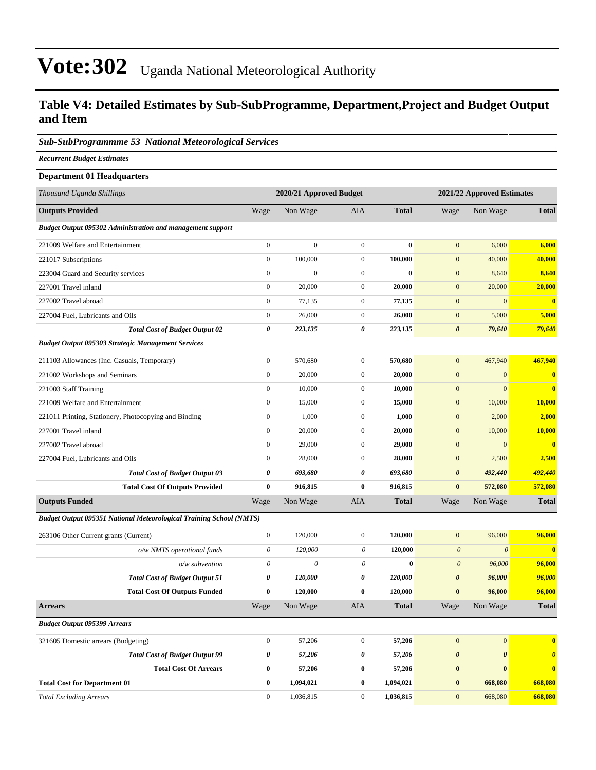# Vote:302 Uganda National Meteorological Authority

## Table V4: Detailed Estimates by Sub-SubProgramme, Department,Project and Budget Output and Item

### *Sub-SubProgrammme 53 National Meteorological Services*

***Recurrent Budget Estimates***

**Department 01 Headquarters**

| *Thousand Uganda Shillings* | 2020/21 Approved Budget | | | | 2021/22 Approved Estimates | | |
|---|---|---|---|---|---|---|---|
| **Outputs Provided** | Wage | Non Wage | AIA | **Total** | Wage | Non Wage | **Total** |
| ***Budget Output 095302 Administration and management support*** | | | | | | | |
| 221009 Welfare and Entertainment | 0 | 0 | 0 | **0** | 0 | 6,000 | **6,000** |
| 221017 Subscriptions | 0 | 100,000 | 0 | **100,000** | 0 | 40,000 | **40,000** |
| 223004 Guard and Security services | 0 | 0 | 0 | **0** | 0 | 8,640 | **8,640** |
| 227001 Travel inland | 0 | 20,000 | 0 | **20,000** | 0 | 20,000 | **20,000** |
| 227002 Travel abroad | 0 | 77,135 | 0 | **77,135** | 0 | 0 | **0** |
| 227004 Fuel, Lubricants and Oils | 0 | 26,000 | 0 | **26,000** | 0 | 5,000 | **5,000** |
| ***Total Cost of Budget Output 02*** | ***0*** | ***223,135*** | ***0*** | ***223,135*** | ***0*** | ***79,640*** | ***79,640*** |
| ***Budget Output 095303 Strategic Management Services*** | | | | | | | |
| 211103 Allowances (Inc. Casuals, Temporary) | 0 | 570,680 | 0 | **570,680** | 0 | 467,940 | **467,940** |
| 221002 Workshops and Seminars | 0 | 20,000 | 0 | **20,000** | 0 | 0 | **0** |
| 221003 Staff Training | 0 | 10,000 | 0 | **10,000** | 0 | 0 | **0** |
| 221009 Welfare and Entertainment | 0 | 15,000 | 0 | **15,000** | 0 | 10,000 | **10,000** |
| 221011 Printing, Stationery, Photocopying and Binding | 0 | 1,000 | 0 | **1,000** | 0 | 2,000 | **2,000** |
| 227001 Travel inland | 0 | 20,000 | 0 | **20,000** | 0 | 10,000 | **10,000** |
| 227002 Travel abroad | 0 | 29,000 | 0 | **29,000** | 0 | 0 | **0** |
| 227004 Fuel, Lubricants and Oils | 0 | 28,000 | 0 | **28,000** | 0 | 2,500 | **2,500** |
| ***Total Cost of Budget Output 03*** | ***0*** | ***693,680*** | ***0*** | ***693,680*** | ***0*** | ***492,440*** | ***492,440*** |
| **Total Cost Of Outputs Provided** | **0** | **916,815** | **0** | **916,815** | **0** | **572,080** | **572,080** |
| **Outputs Funded** | Wage | Non Wage | AIA | **Total** | Wage | Non Wage | **Total** |
| ***Budget Output 095351 National Meteorological Training School (NMTS)*** | | | | | | | |
| 263106 Other Current grants (Current) | 0 | 120,000 | 0 | **120,000** | 0 | 96,000 | **96,000** |
| *o/w NMTS operational funds* | *0* | *120,000* | *0* | **120,000** | *0* | *0* | **0** |
| *o/w subvention* | *0* | *0* | *0* | **0** | *0* | *96,000* | **96,000** |
| ***Total Cost of Budget Output 51*** | ***0*** | ***120,000*** | ***0*** | ***120,000*** | ***0*** | ***96,000*** | ***96,000*** |
| **Total Cost Of Outputs Funded** | **0** | **120,000** | **0** | **120,000** | **0** | **96,000** | **96,000** |
| **Arrears** | Wage | Non Wage | AIA | **Total** | Wage | Non Wage | **Total** |
| ***Budget Output 095399 Arrears*** | | | | | | | |
| 321605 Domestic arrears (Budgeting) | 0 | 57,206 | 0 | **57,206** | 0 | 0 | **0** |
| ***Total Cost of Budget Output 99*** | ***0*** | ***57,206*** | ***0*** | ***57,206*** | ***0*** | ***0*** | ***0*** |
| **Total Cost Of Arrears** | **0** | **57,206** | **0** | **57,206** | **0** | **0** | **0** |
| **Total Cost for Department 01** | **0** | **1,094,021** | **0** | **1,094,021** | **0** | **668,080** | **668,080** |
| *Total Excluding Arrears* | 0 | 1,036,815 | 0 | **1,036,815** | 0 | 668,080 | **668,080** |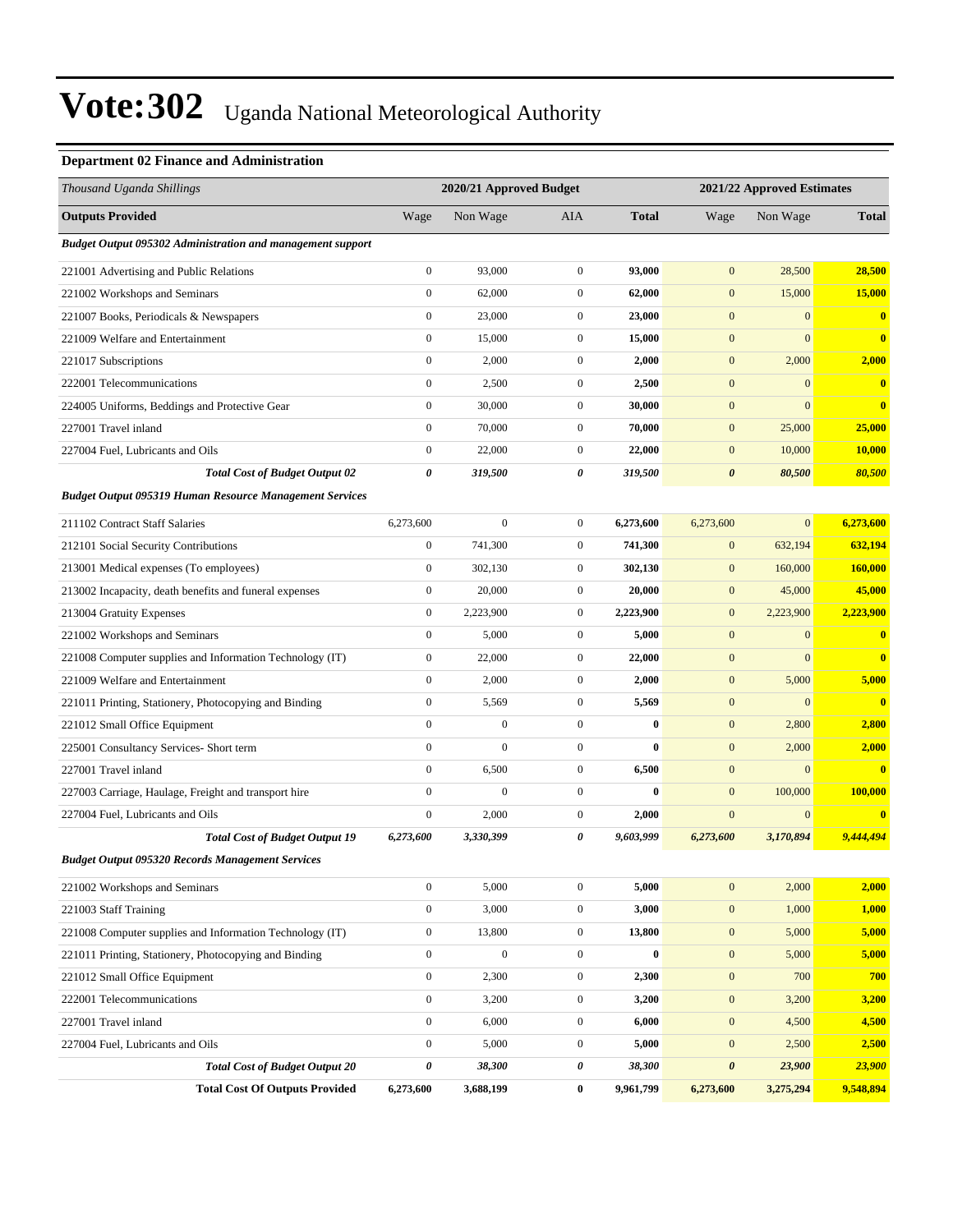# Vote:302 Uganda National Meteorological Authority

### Department 02 Finance and Administration

| *Thousand Uganda Shillings* | 2020/21 Approved Budget | | | | 2021/22 Approved Estimates | | |
|---|---|---|---|---|---|---|---|
| **Outputs Provided** | Wage | Non Wage | AIA | **Total** | Wage | Non Wage | **Total** |
| ***Budget Output 095302 Administration and management support*** | | | | | | | |
| 221001 Advertising and Public Relations | 0 | 93,000 | 0 | **93,000** | 0 | 28,500 | **28,500** |
| 221002 Workshops and Seminars | 0 | 62,000 | 0 | **62,000** | 0 | 15,000 | **15,000** |
| 221007 Books, Periodicals & Newspapers | 0 | 23,000 | 0 | **23,000** | 0 | 0 | **0** |
| 221009 Welfare and Entertainment | 0 | 15,000 | 0 | **15,000** | 0 | 0 | **0** |
| 221017 Subscriptions | 0 | 2,000 | 0 | **2,000** | 0 | 2,000 | **2,000** |
| 222001 Telecommunications | 0 | 2,500 | 0 | **2,500** | 0 | 0 | **0** |
| 224005 Uniforms, Beddings and Protective Gear | 0 | 30,000 | 0 | **30,000** | 0 | 0 | **0** |
| 227001 Travel inland | 0 | 70,000 | 0 | **70,000** | 0 | 25,000 | **25,000** |
| 227004 Fuel, Lubricants and Oils | 0 | 22,000 | 0 | **22,000** | 0 | 10,000 | **10,000** |
| ***Total Cost of Budget Output 02*** | ***0*** | ***319,500*** | ***0*** | ***319,500*** | ***0*** | ***80,500*** | ***80,500*** |
| ***Budget Output 095319 Human Resource Management Services*** | | | | | | | |
| 211102 Contract Staff Salaries | 6,273,600 | 0 | 0 | **6,273,600** | 6,273,600 | 0 | **6,273,600** |
| 212101 Social Security Contributions | 0 | 741,300 | 0 | **741,300** | 0 | 632,194 | **632,194** |
| 213001 Medical expenses (To employees) | 0 | 302,130 | 0 | **302,130** | 0 | 160,000 | **160,000** |
| 213002 Incapacity, death benefits and funeral expenses | 0 | 20,000 | 0 | **20,000** | 0 | 45,000 | **45,000** |
| 213004 Gratuity Expenses | 0 | 2,223,900 | 0 | **2,223,900** | 0 | 2,223,900 | **2,223,900** |
| 221002 Workshops and Seminars | 0 | 5,000 | 0 | **5,000** | 0 | 0 | **0** |
| 221008 Computer supplies and Information Technology (IT) | 0 | 22,000 | 0 | **22,000** | 0 | 0 | **0** |
| 221009 Welfare and Entertainment | 0 | 2,000 | 0 | **2,000** | 0 | 5,000 | **5,000** |
| 221011 Printing, Stationery, Photocopying and Binding | 0 | 5,569 | 0 | **5,569** | 0 | 0 | **0** |
| 221012 Small Office Equipment | 0 | 0 | 0 | **0** | 0 | 2,800 | **2,800** |
| 225001 Consultancy Services- Short term | 0 | 0 | 0 | **0** | 0 | 2,000 | **2,000** |
| 227001 Travel inland | 0 | 6,500 | 0 | **6,500** | 0 | 0 | **0** |
| 227003 Carriage, Haulage, Freight and transport hire | 0 | 0 | 0 | **0** | 0 | 100,000 | **100,000** |
| 227004 Fuel, Lubricants and Oils | 0 | 2,000 | 0 | **2,000** | 0 | 0 | **0** |
| ***Total Cost of Budget Output 19*** | ***6,273,600*** | ***3,330,399*** | ***0*** | ***9,603,999*** | ***6,273,600*** | ***3,170,894*** | ***9,444,494*** |
| ***Budget Output 095320 Records Management Services*** | | | | | | | |
| 221002 Workshops and Seminars | 0 | 5,000 | 0 | **5,000** | 0 | 2,000 | **2,000** |
| 221003 Staff Training | 0 | 3,000 | 0 | **3,000** | 0 | 1,000 | **1,000** |
| 221008 Computer supplies and Information Technology (IT) | 0 | 13,800 | 0 | **13,800** | 0 | 5,000 | **5,000** |
| 221011 Printing, Stationery, Photocopying and Binding | 0 | 0 | 0 | **0** | 0 | 5,000 | **5,000** |
| 221012 Small Office Equipment | 0 | 2,300 | 0 | **2,300** | 0 | 700 | **700** |
| 222001 Telecommunications | 0 | 3,200 | 0 | **3,200** | 0 | 3,200 | **3,200** |
| 227001 Travel inland | 0 | 6,000 | 0 | **6,000** | 0 | 4,500 | **4,500** |
| 227004 Fuel, Lubricants and Oils | 0 | 5,000 | 0 | **5,000** | 0 | 2,500 | **2,500** |
| ***Total Cost of Budget Output 20*** | ***0*** | ***38,300*** | ***0*** | ***38,300*** | ***0*** | ***23,900*** | ***23,900*** |
| **Total Cost Of Outputs Provided** | **6,273,600** | **3,688,199** | **0** | **9,961,799** | **6,273,600** | **3,275,294** | **9,548,894** |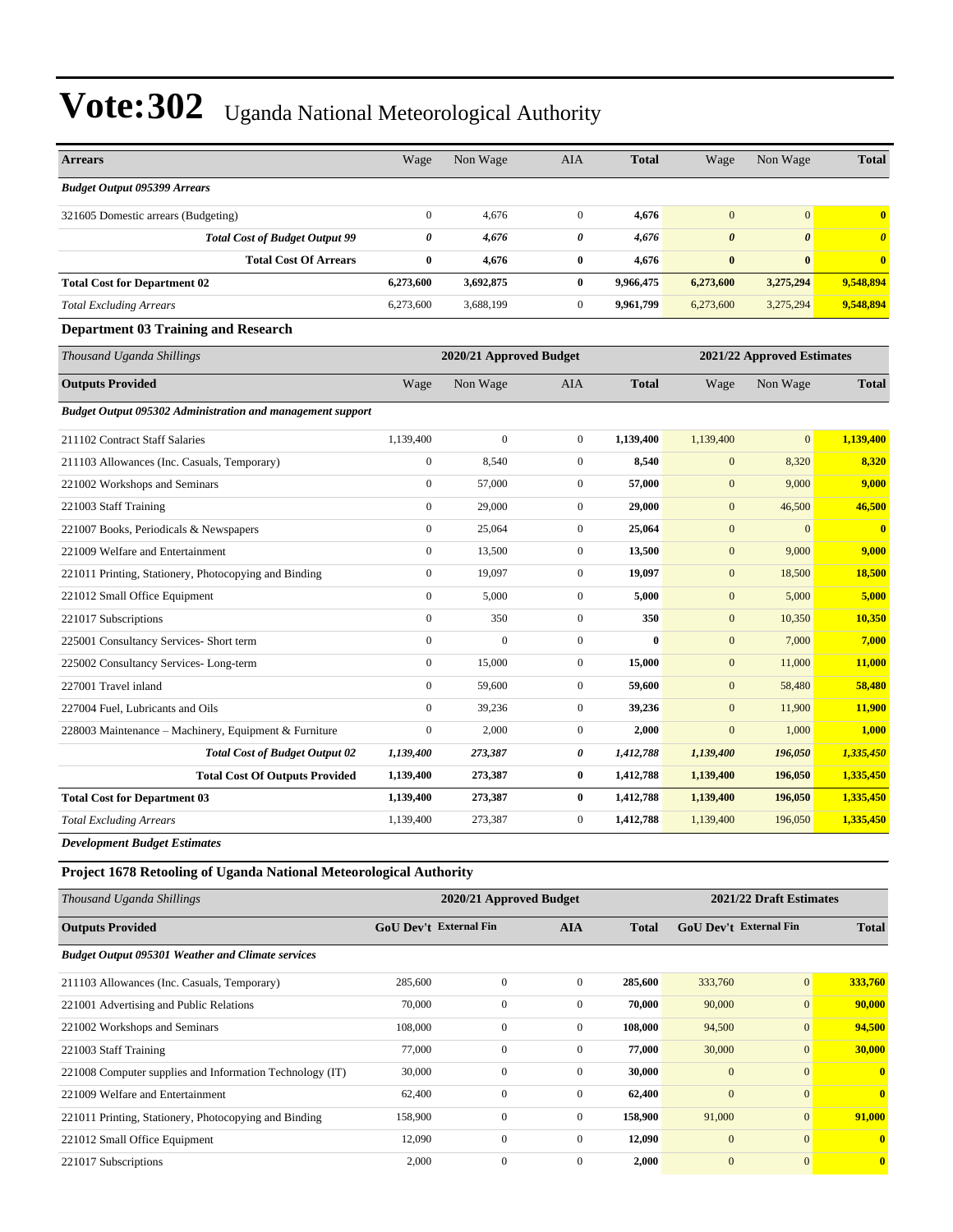# Vote:302 Uganda National Meteorological Authority

| Arrears | Wage | Non Wage | AIA | Total | Wage | Non Wage | Total |
|---|---|---|---|---|---|---|---|
| ***Budget Output 095399 Arrears*** | | | | | | | |
| 321605 Domestic arrears (Budgeting) | 0 | 4,676 | 0 | **4,676** | 0 | 0 | **0** |
| ***Total Cost of Budget Output 99*** | ***0*** | ***4,676*** | ***0*** | ***4,676*** | ***0*** | ***0*** | ***0*** |
| **Total Cost Of Arrears** | **0** | **4,676** | **0** | **4,676** | **0** | **0** | **0** |
| **Total Cost for Department 02** | **6,273,600** | **3,692,875** | **0** | **9,966,475** | **6,273,600** | **3,275,294** | **9,548,894** |
| *Total Excluding Arrears* | 6,273,600 | 3,688,199 | 0 | **9,961,799** | 6,273,600 | 3,275,294 | **9,548,894** |

### Department 03 Training and Research

| *Thousand Uganda Shillings* | 2020/21 Approved Budget | | | | 2021/22 Approved Estimates | | |
|---|---|---|---|---|---|---|---|
| **Outputs Provided** | Wage | Non Wage | AIA | **Total** | Wage | Non Wage | **Total** |
| ***Budget Output 095302 Administration and management support*** | | | | | | | |
| 211102 Contract Staff Salaries | 1,139,400 | 0 | 0 | **1,139,400** | 1,139,400 | 0 | **1,139,400** |
| 211103 Allowances (Inc. Casuals, Temporary) | 0 | 8,540 | 0 | **8,540** | 0 | 8,320 | **8,320** |
| 221002 Workshops and Seminars | 0 | 57,000 | 0 | **57,000** | 0 | 9,000 | **9,000** |
| 221003 Staff Training | 0 | 29,000 | 0 | **29,000** | 0 | 46,500 | **46,500** |
| 221007 Books, Periodicals & Newspapers | 0 | 25,064 | 0 | **25,064** | 0 | 0 | **0** |
| 221009 Welfare and Entertainment | 0 | 13,500 | 0 | **13,500** | 0 | 9,000 | **9,000** |
| 221011 Printing, Stationery, Photocopying and Binding | 0 | 19,097 | 0 | **19,097** | 0 | 18,500 | **18,500** |
| 221012 Small Office Equipment | 0 | 5,000 | 0 | **5,000** | 0 | 5,000 | **5,000** |
| 221017 Subscriptions | 0 | 350 | 0 | **350** | 0 | 10,350 | **10,350** |
| 225001 Consultancy Services- Short term | 0 | 0 | 0 | **0** | 0 | 7,000 | **7,000** |
| 225002 Consultancy Services- Long-term | 0 | 15,000 | 0 | **15,000** | 0 | 11,000 | **11,000** |
| 227001 Travel inland | 0 | 59,600 | 0 | **59,600** | 0 | 58,480 | **58,480** |
| 227004 Fuel, Lubricants and Oils | 0 | 39,236 | 0 | **39,236** | 0 | 11,900 | **11,900** |
| 228003 Maintenance – Machinery, Equipment & Furniture | 0 | 2,000 | 0 | **2,000** | 0 | 1,000 | **1,000** |
| ***Total Cost of Budget Output 02*** | ***1,139,400*** | ***273,387*** | ***0*** | ***1,412,788*** | ***1,139,400*** | ***196,050*** | ***1,335,450*** |
| **Total Cost Of Outputs Provided** | **1,139,400** | **273,387** | **0** | **1,412,788** | **1,139,400** | **196,050** | **1,335,450** |
| **Total Cost for Department 03** | **1,139,400** | **273,387** | **0** | **1,412,788** | **1,139,400** | **196,050** | **1,335,450** |
| *Total Excluding Arrears* | 1,139,400 | 273,387 | 0 | **1,412,788** | 1,139,400 | 196,050 | **1,335,450** |

***Development Budget Estimates***

### Project 1678 Retooling of Uganda National Meteorological Authority

| *Thousand Uganda Shillings* | 2020/21 Approved Budget | | | | 2021/22 Draft Estimates | | |
|---|---|---|---|---|---|---|---|
| **Outputs Provided** | **GoU Dev't** | **External Fin** | **AIA** | **Total** | **GoU Dev't** | **External Fin** | **Total** |
| ***Budget Output 095301 Weather and Climate services*** | | | | | | | |
| 211103 Allowances (Inc. Casuals, Temporary) | 285,600 | 0 | 0 | **285,600** | 333,760 | 0 | **333,760** |
| 221001 Advertising and Public Relations | 70,000 | 0 | 0 | **70,000** | 90,000 | 0 | **90,000** |
| 221002 Workshops and Seminars | 108,000 | 0 | 0 | **108,000** | 94,500 | 0 | **94,500** |
| 221003 Staff Training | 77,000 | 0 | 0 | **77,000** | 30,000 | 0 | **30,000** |
| 221008 Computer supplies and Information Technology (IT) | 30,000 | 0 | 0 | **30,000** | 0 | 0 | **0** |
| 221009 Welfare and Entertainment | 62,400 | 0 | 0 | **62,400** | 0 | 0 | **0** |
| 221011 Printing, Stationery, Photocopying and Binding | 158,900 | 0 | 0 | **158,900** | 91,000 | 0 | **91,000** |
| 221012 Small Office Equipment | 12,090 | 0 | 0 | **12,090** | 0 | 0 | **0** |
| 221017 Subscriptions | 2,000 | 0 | 0 | **2,000** | 0 | 0 | **0** |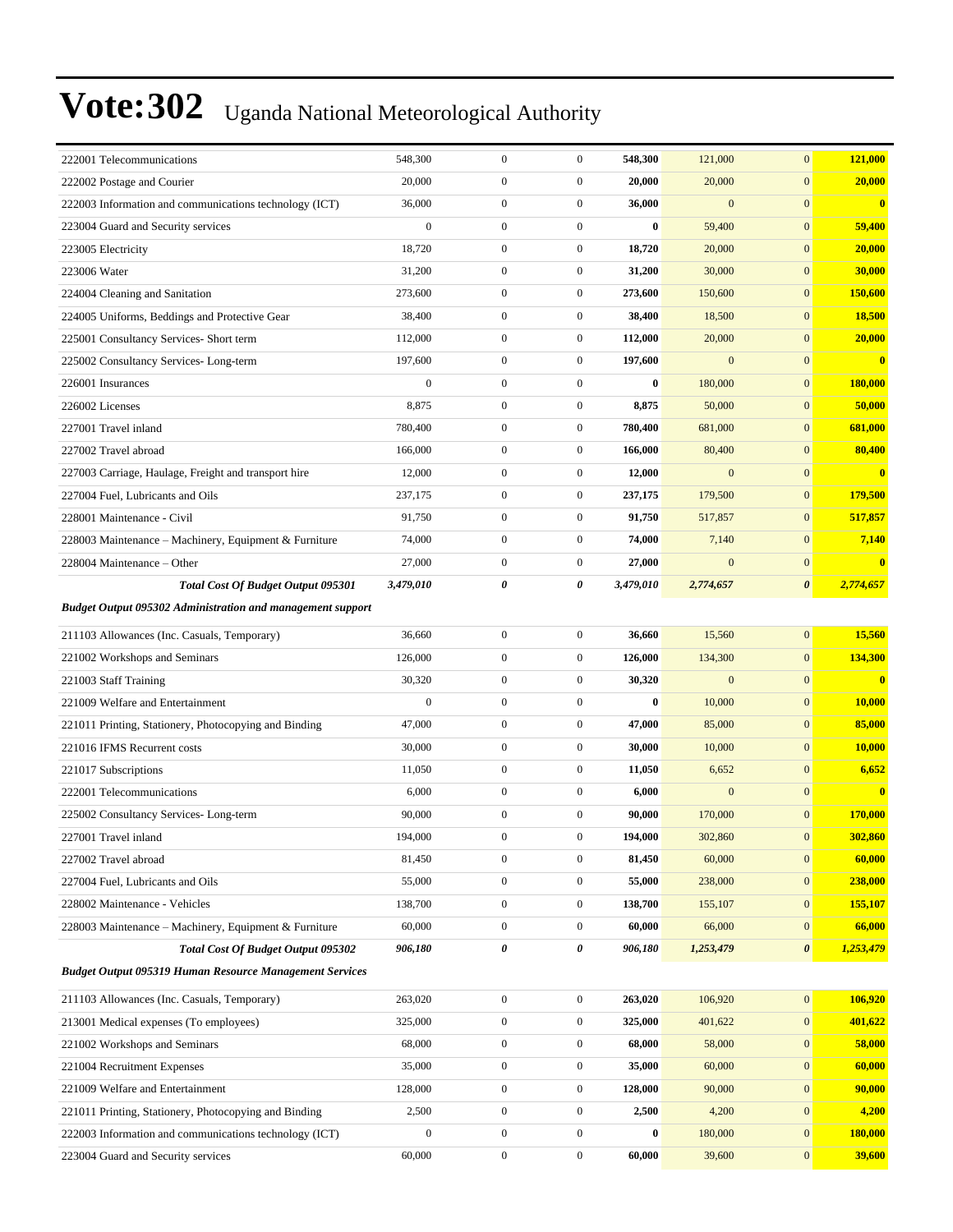# Vote:302 Uganda National Meteorological Authority

| | | | | | | | |
|---|---|---|---|---|---|---|---|
| 222001 Telecommunications | 548,300 | 0 | 0 | **548,300** | 121,000 | 0 | **121,000** |
| 222002 Postage and Courier | 20,000 | 0 | 0 | **20,000** | 20,000 | 0 | **20,000** |
| 222003 Information and communications technology (ICT) | 36,000 | 0 | 0 | **36,000** | 0 | 0 | **0** |
| 223004 Guard and Security services | 0 | 0 | 0 | **0** | 59,400 | 0 | **59,400** |
| 223005 Electricity | 18,720 | 0 | 0 | **18,720** | 20,000 | 0 | **20,000** |
| 223006 Water | 31,200 | 0 | 0 | **31,200** | 30,000 | 0 | **30,000** |
| 224004 Cleaning and Sanitation | 273,600 | 0 | 0 | **273,600** | 150,600 | 0 | **150,600** |
| 224005 Uniforms, Beddings and Protective Gear | 38,400 | 0 | 0 | **38,400** | 18,500 | 0 | **18,500** |
| 225001 Consultancy Services- Short term | 112,000 | 0 | 0 | **112,000** | 20,000 | 0 | **20,000** |
| 225002 Consultancy Services- Long-term | 197,600 | 0 | 0 | **197,600** | 0 | 0 | **0** |
| 226001 Insurances | 0 | 0 | 0 | **0** | 180,000 | 0 | **180,000** |
| 226002 Licenses | 8,875 | 0 | 0 | **8,875** | 50,000 | 0 | **50,000** |
| 227001 Travel inland | 780,400 | 0 | 0 | **780,400** | 681,000 | 0 | **681,000** |
| 227002 Travel abroad | 166,000 | 0 | 0 | **166,000** | 80,400 | 0 | **80,400** |
| 227003 Carriage, Haulage, Freight and transport hire | 12,000 | 0 | 0 | **12,000** | 0 | 0 | **0** |
| 227004 Fuel, Lubricants and Oils | 237,175 | 0 | 0 | **237,175** | 179,500 | 0 | **179,500** |
| 228001 Maintenance - Civil | 91,750 | 0 | 0 | **91,750** | 517,857 | 0 | **517,857** |
| 228003 Maintenance – Machinery, Equipment & Furniture | 74,000 | 0 | 0 | **74,000** | 7,140 | 0 | **7,140** |
| 228004 Maintenance – Other | 27,000 | 0 | 0 | **27,000** | 0 | 0 | **0** |
| ***Total Cost Of Budget Output 095301*** | ***3,479,010*** | ***0*** | ***0*** | ***3,479,010*** | ***2,774,657*** | ***0*** | ***2,774,657*** |
| ***Budget Output 095302 Administration and management support*** | | | | | | | |
| 211103 Allowances (Inc. Casuals, Temporary) | 36,660 | 0 | 0 | **36,660** | 15,560 | 0 | **15,560** |
| 221002 Workshops and Seminars | 126,000 | 0 | 0 | **126,000** | 134,300 | 0 | **134,300** |
| 221003 Staff Training | 30,320 | 0 | 0 | **30,320** | 0 | 0 | **0** |
| 221009 Welfare and Entertainment | 0 | 0 | 0 | **0** | 10,000 | 0 | **10,000** |
| 221011 Printing, Stationery, Photocopying and Binding | 47,000 | 0 | 0 | **47,000** | 85,000 | 0 | **85,000** |
| 221016 IFMS Recurrent costs | 30,000 | 0 | 0 | **30,000** | 10,000 | 0 | **10,000** |
| 221017 Subscriptions | 11,050 | 0 | 0 | **11,050** | 6,652 | 0 | **6,652** |
| 222001 Telecommunications | 6,000 | 0 | 0 | **6,000** | 0 | 0 | **0** |
| 225002 Consultancy Services- Long-term | 90,000 | 0 | 0 | **90,000** | 170,000 | 0 | **170,000** |
| 227001 Travel inland | 194,000 | 0 | 0 | **194,000** | 302,860 | 0 | **302,860** |
| 227002 Travel abroad | 81,450 | 0 | 0 | **81,450** | 60,000 | 0 | **60,000** |
| 227004 Fuel, Lubricants and Oils | 55,000 | 0 | 0 | **55,000** | 238,000 | 0 | **238,000** |
| 228002 Maintenance - Vehicles | 138,700 | 0 | 0 | **138,700** | 155,107 | 0 | **155,107** |
| 228003 Maintenance – Machinery, Equipment & Furniture | 60,000 | 0 | 0 | **60,000** | 66,000 | 0 | **66,000** |
| ***Total Cost Of Budget Output 095302*** | ***906,180*** | ***0*** | ***0*** | ***906,180*** | ***1,253,479*** | ***0*** | ***1,253,479*** |
| ***Budget Output 095319 Human Resource Management Services*** | | | | | | | |
| 211103 Allowances (Inc. Casuals, Temporary) | 263,020 | 0 | 0 | **263,020** | 106,920 | 0 | **106,920** |
| 213001 Medical expenses (To employees) | 325,000 | 0 | 0 | **325,000** | 401,622 | 0 | **401,622** |
| 221002 Workshops and Seminars | 68,000 | 0 | 0 | **68,000** | 58,000 | 0 | **58,000** |
| 221004 Recruitment Expenses | 35,000 | 0 | 0 | **35,000** | 60,000 | 0 | **60,000** |
| 221009 Welfare and Entertainment | 128,000 | 0 | 0 | **128,000** | 90,000 | 0 | **90,000** |
| 221011 Printing, Stationery, Photocopying and Binding | 2,500 | 0 | 0 | **2,500** | 4,200 | 0 | **4,200** |
| 222003 Information and communications technology (ICT) | 0 | 0 | 0 | **0** | 180,000 | 0 | **180,000** |
| 223004 Guard and Security services | 60,000 | 0 | 0 | **60,000** | 39,600 | 0 | **39,600** |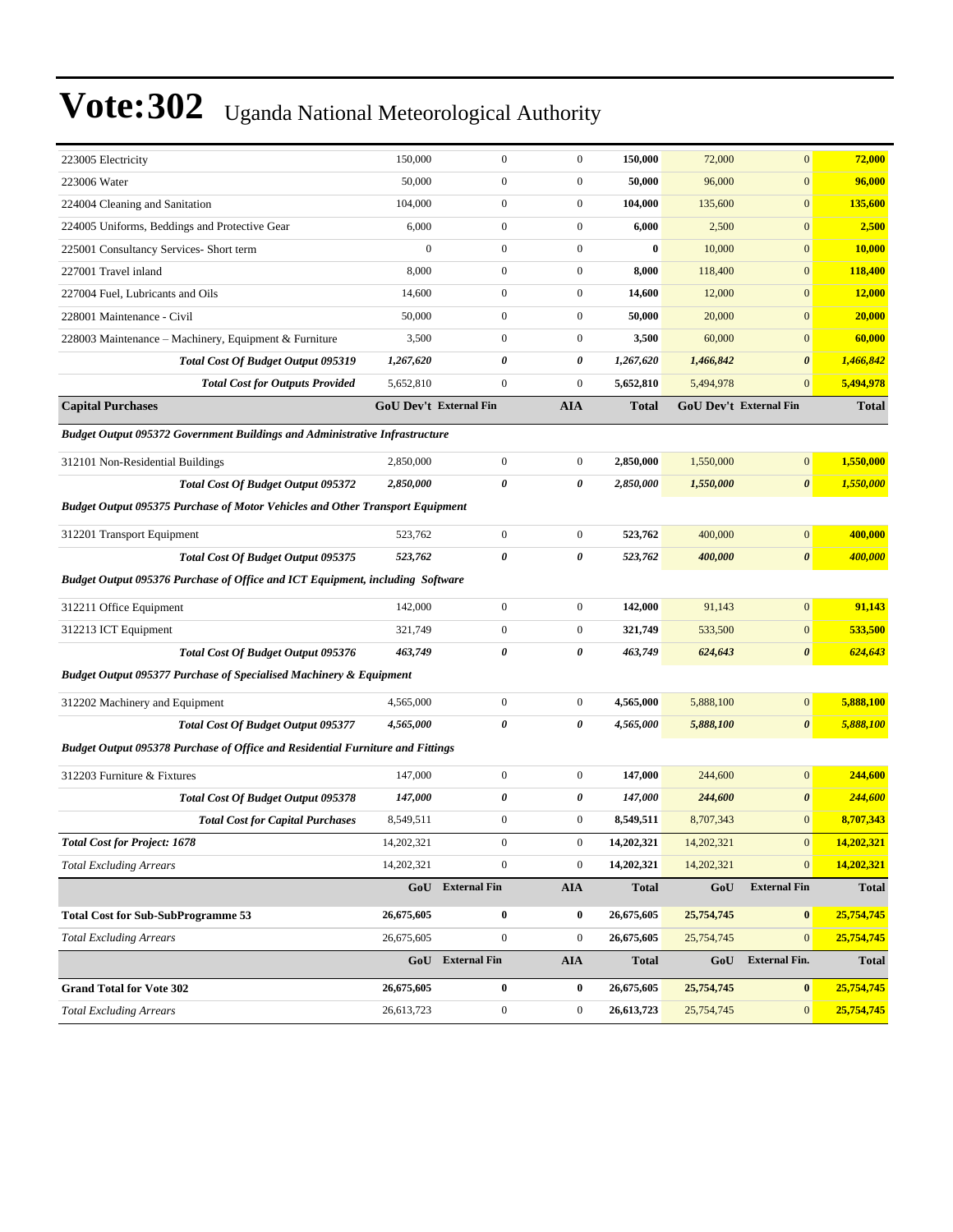# Vote:302 Uganda National Meteorological Authority

| | | | | | | | |
|---|---|---|---|---|---|---|---|
| 223005 Electricity | 150,000 | 0 | 0 | **150,000** | 72,000 | 0 | **72,000** |
| 223006 Water | 50,000 | 0 | 0 | **50,000** | 96,000 | 0 | **96,000** |
| 224004 Cleaning and Sanitation | 104,000 | 0 | 0 | **104,000** | 135,600 | 0 | **135,600** |
| 224005 Uniforms, Beddings and Protective Gear | 6,000 | 0 | 0 | **6,000** | 2,500 | 0 | **2,500** |
| 225001 Consultancy Services- Short term | 0 | 0 | 0 | **0** | 10,000 | 0 | **10,000** |
| 227001 Travel inland | 8,000 | 0 | 0 | **8,000** | 118,400 | 0 | **118,400** |
| 227004 Fuel, Lubricants and Oils | 14,600 | 0 | 0 | **14,600** | 12,000 | 0 | **12,000** |
| 228001 Maintenance - Civil | 50,000 | 0 | 0 | **50,000** | 20,000 | 0 | **20,000** |
| 228003 Maintenance – Machinery, Equipment & Furniture | 3,500 | 0 | 0 | **3,500** | 60,000 | 0 | **60,000** |
| ***Total Cost Of Budget Output 095319*** | ***1,267,620*** | ***0*** | ***0*** | ***1,267,620*** | ***1,466,842*** | ***0*** | ***1,466,842*** |
| ***Total Cost for Outputs Provided*** | 5,652,810 | 0 | 0 | **5,652,810** | 5,494,978 | 0 | **5,494,978** |
| **Capital Purchases** | **GoU Dev't** | **External Fin** | **AIA** | **Total** | **GoU Dev't** | **External Fin** | **Total** |
| ***Budget Output 095372 Government Buildings and Administrative Infrastructure*** | | | | | | | |
| 312101 Non-Residential Buildings | 2,850,000 | 0 | 0 | **2,850,000** | 1,550,000 | 0 | **1,550,000** |
| ***Total Cost Of Budget Output 095372*** | ***2,850,000*** | ***0*** | ***0*** | ***2,850,000*** | ***1,550,000*** | ***0*** | ***1,550,000*** |
| ***Budget Output 095375 Purchase of Motor Vehicles and Other Transport Equipment*** | | | | | | | |
| 312201 Transport Equipment | 523,762 | 0 | 0 | **523,762** | 400,000 | 0 | **400,000** |
| ***Total Cost Of Budget Output 095375*** | ***523,762*** | ***0*** | ***0*** | ***523,762*** | ***400,000*** | ***0*** | ***400,000*** |
| ***Budget Output 095376 Purchase of Office and ICT Equipment, including Software*** | | | | | | | |
| 312211 Office Equipment | 142,000 | 0 | 0 | **142,000** | 91,143 | 0 | **91,143** |
| 312213 ICT Equipment | 321,749 | 0 | 0 | **321,749** | 533,500 | 0 | **533,500** |
| ***Total Cost Of Budget Output 095376*** | ***463,749*** | ***0*** | ***0*** | ***463,749*** | ***624,643*** | ***0*** | ***624,643*** |
| ***Budget Output 095377 Purchase of Specialised Machinery & Equipment*** | | | | | | | |
| 312202 Machinery and Equipment | 4,565,000 | 0 | 0 | **4,565,000** | 5,888,100 | 0 | **5,888,100** |
| ***Total Cost Of Budget Output 095377*** | ***4,565,000*** | ***0*** | ***0*** | ***4,565,000*** | ***5,888,100*** | ***0*** | ***5,888,100*** |
| ***Budget Output 095378 Purchase of Office and Residential Furniture and Fittings*** | | | | | | | |
| 312203 Furniture & Fixtures | 147,000 | 0 | 0 | **147,000** | 244,600 | 0 | **244,600** |
| ***Total Cost Of Budget Output 095378*** | ***147,000*** | ***0*** | ***0*** | ***147,000*** | ***244,600*** | ***0*** | ***244,600*** |
| ***Total Cost for Capital Purchases*** | 8,549,511 | 0 | 0 | **8,549,511** | 8,707,343 | 0 | **8,707,343** |
| ***Total Cost for Project: 1678*** | 14,202,321 | 0 | 0 | **14,202,321** | 14,202,321 | 0 | **14,202,321** |
| *Total Excluding Arrears* | 14,202,321 | 0 | 0 | **14,202,321** | 14,202,321 | 0 | **14,202,321** |
| | **GoU** | **External Fin** | **AIA** | **Total** | **GoU** | **External Fin** | **Total** |
| **Total Cost for Sub-SubProgramme 53** | **26,675,605** | **0** | **0** | **26,675,605** | **25,754,745** | **0** | **25,754,745** |
| *Total Excluding Arrears* | 26,675,605 | 0 | 0 | **26,675,605** | 25,754,745 | 0 | **25,754,745** |
| | **GoU** | **External Fin** | **AIA** | **Total** | **GoU** | **External Fin.** | **Total** |
| **Grand Total for Vote 302** | **26,675,605** | **0** | **0** | **26,675,605** | **25,754,745** | **0** | **25,754,745** |
| *Total Excluding Arrears* | 26,613,723 | 0 | 0 | **26,613,723** | 25,754,745 | 0 | **25,754,745** |